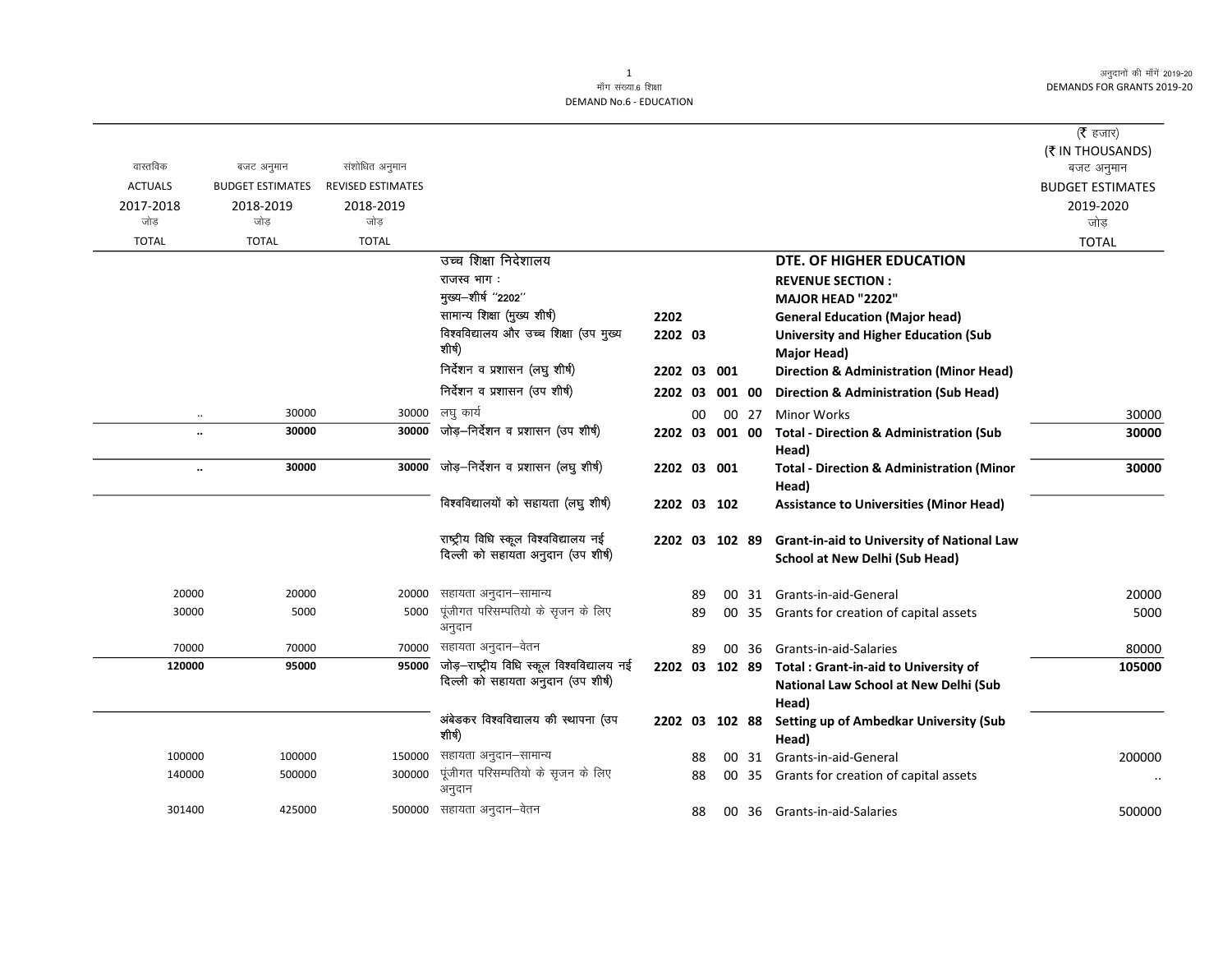माँग संख्या.6 शिक्षा
DEMAND No.6 - EDUCATION

अनुदानों की माँगें 2019-20
DEMANDS FOR GRANTS 2019-20

(₹ हजार)
(₹ IN THOUSANDS)

| वास्तविक ACTUALS 2017-2018 जोड़ TOTAL | बजट अनुमान BUDGET ESTIMATES 2018-2019 जोड़ TOTAL | संशोधित अनुमान REVISED ESTIMATES 2018-2019 जोड़ TOTAL | | | | | | | बजट अनुमान BUDGET ESTIMATES 2019-2020 जोड़ TOTAL |
|---|---|---|---|---|---|---|---|---|---|
| | | | उच्च शिक्षा निदेशालय | | | | | **DTE. OF HIGHER EDUCATION** | |
| | | | राजस्व भाग : | | | | | **REVENUE SECTION :** | |
| | | | मुख्य–शीर्ष "2202" | | | | | **MAJOR HEAD "2202"** | |
| | | | सामान्य शिक्षा (मुख्य शीर्ष) | 2202 | | | | **General Education (Major head)** | |
| | | | विश्वविद्यालय और उच्च शिक्षा (उप मुख्य शीर्ष) | 2202 | 03 | | | **University and Higher Education (Sub Major Head)** | |
| | | | निर्देशन व प्रशासन (लघु शीर्ष) | 2202 | 03 | 001 | | **Direction & Administration (Minor Head)** | |
| | | | निर्देशन व प्रशासन (उप शीर्ष) | 2202 | 03 | 001 | 00 | **Direction & Administration (Sub Head)** | |
| .. | 30000 | 30000 | लघु कार्य | | 00 | 00 | 27 | Minor Works | 30000 |
| **..** | **30000** | **30000** | जोड़–निर्देशन व प्रशासन (उप शीर्ष) | **2202** | **03** | **001** | **00** | **Total - Direction & Administration (Sub Head)** | **30000** |
| **..** | **30000** | **30000** | जोड़–निर्देशन व प्रशासन (लघु शीर्ष) | **2202** | **03** | **001** | | **Total - Direction & Administration (Minor Head)** | **30000** |
| | | | विश्वविद्यालयों को सहायता (लघु शीर्ष) | 2202 | 03 | 102 | | **Assistance to Universities (Minor Head)** | |
| | | | राष्ट्रीय विधि स्कूल विश्वविद्यालय नई दिल्ली को सहायता अनुदान (उप शीर्ष) | 2202 | 03 | 102 | 89 | **Grant-in-aid to University of National Law School at New Delhi (Sub Head)** | |
| 20000 | 20000 | 20000 | सहायता अनुदान–सामान्य | | 89 | 00 | 31 | Grants-in-aid-General | 20000 |
| 30000 | 5000 | 5000 | पूंजीगत परिसम्पतियो के सृजन के लिए अनुदान | | 89 | 00 | 35 | Grants for creation of capital assets | 5000 |
| 70000 | 70000 | 70000 | सहायता अनुदान–वेतन | | 89 | 00 | 36 | Grants-in-aid-Salaries | 80000 |
| **120000** | **95000** | **95000** | जोड़–राष्ट्रीय विधि स्कूल विश्वविद्यालय नई दिल्ली को सहायता अनुदान (उप शीर्ष) | **2202** | **03** | **102** | **89** | **Total : Grant-in-aid to University of National Law School at New Delhi (Sub Head)** | **105000** |
| | | | अंबेडकर विश्वविद्यालय की स्थापना (उप शीर्ष) | 2202 | 03 | 102 | 88 | **Setting up of Ambedkar University (Sub Head)** | |
| 100000 | 100000 | 150000 | सहायता अनुदान–सामान्य | | 88 | 00 | 31 | Grants-in-aid-General | 200000 |
| 140000 | 500000 | 300000 | पूंजीगत परिसम्पतियो के सृजन के लिए अनुदान | | 88 | 00 | 35 | Grants for creation of capital assets | .. |
| 301400 | 425000 | 500000 | सहायता अनुदान–वेतन | | 88 | 00 | 36 | Grants-in-aid-Salaries | 500000 |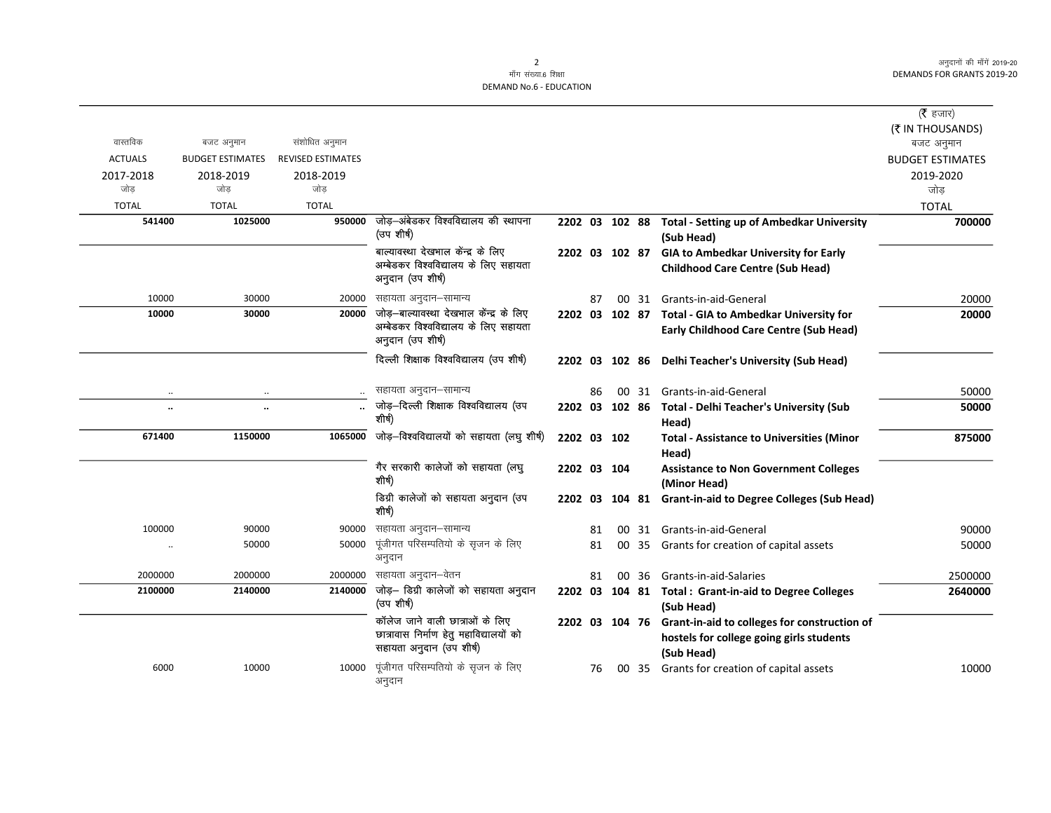मॉंग संख्या.6 शिक्षा

DEMAND No.6 - EDUCATION

| वास्तविक ACTUALS 2017-2018 जोड़ TOTAL | बजट अनुमान BUDGET ESTIMATES 2018-2019 जोड़ TOTAL | संशोधित अनुमान REVISED ESTIMATES 2018-2019 जोड़ TOTAL | | | | | | | (₹ हजार) (₹ IN THOUSANDS) बजट अनुमान BUDGET ESTIMATES 2019-2020 जोड़ TOTAL |
|---|---|---|---|---|---|---|---|---|---|
| **541400** | **1025000** | **950000** | जोड़–अंबेडकर विश्वविद्यालय की स्थापना (उप शीर्ष) | 2202 | 03 | 102 | 88 | **Total - Setting up of Ambedkar University (Sub Head)** | **700000** |
| | | | बाल्यावस्था देखभाल केंन्द्र के लिए अम्बेडकर विश्वविद्यालय के लिए सहायता अनुदान (उप शीर्ष) | 2202 | 03 | 102 | 87 | **GIA to Ambedkar University for Early Childhood Care Centre (Sub Head)** | |
| 10000 | 30000 | 20000 | सहायता अनुदान–सामान्य | | 87 | 00 | 31 | Grants-in-aid-General | 20000 |
| **10000** | **30000** | **20000** | जोड़–बाल्यावस्था देखभाल केंन्द्र के लिए अम्बेडकर विश्वविद्यालय के लिए सहायता अनुदान (उप शीर्ष) | 2202 | 03 | 102 | 87 | **Total - GIA to Ambedkar University for Early Childhood Care Centre (Sub Head)** | **20000** |
| | | | दिल्ली शिक्षाक विश्वविद्यालय (उप शीर्ष) | 2202 | 03 | 102 | 86 | **Delhi Teacher's University (Sub Head)** | |
| .. | .. | .. | सहायता अनुदान–सामान्य | | 86 | 00 | 31 | Grants-in-aid-General | 50000 |
| **..** | **..** | **..** | जोड़–दिल्ली शिक्षाक विश्वविद्यालय (उप शीर्ष) | 2202 | 03 | 102 | 86 | **Total - Delhi Teacher's University (Sub Head)** | **50000** |
| **671400** | **1150000** | **1065000** | जोड़–विश्वविद्यालयों को सहायता (लघु शीर्ष) | 2202 | 03 | 102 | | **Total - Assistance to Universities (Minor Head)** | **875000** |
| | | | गैर सरकारी कालेजों को सहायता (लघु शीर्ष) | 2202 | 03 | 104 | | **Assistance to Non Government Colleges (Minor Head)** | |
| | | | डिग्री कालेजों को सहायता अनुदान (उप शीर्ष) | 2202 | 03 | 104 | 81 | **Grant-in-aid to Degree Colleges (Sub Head)** | |
| 100000 | 90000 | 90000 | सहायता अनुदान–सामान्य | | 81 | 00 | 31 | Grants-in-aid-General | 90000 |
| .. | 50000 | 50000 | पूंजीगत परिसम्पतियो के सृजन के लिए अनुदान | | 81 | 00 | 35 | Grants for creation of capital assets | 50000 |
| 2000000 | 2000000 | 2000000 | सहायता अनुदान–वेतन | | 81 | 00 | 36 | Grants-in-aid-Salaries | 2500000 |
| **2100000** | **2140000** | **2140000** | जोड़– डिग्री कालेजों को सहायता अनुदान (उप शीर्ष) | 2202 | 03 | 104 | 81 | **Total : Grant-in-aid to Degree Colleges (Sub Head)** | **2640000** |
| | | | कॉलेज जाने वाली छात्राओं के लिए छात्रावास निर्माण हेतु महाविद्यालयों को सहायता अनुदान (उप शीर्ष) | 2202 | 03 | 104 | 76 | **Grant-in-aid to colleges for construction of hostels for college going girls students (Sub Head)** | |
| 6000 | 10000 | 10000 | पूंजीगत परिसम्पतियो के सृजन के लिए अनुदान | | 76 | 00 | 35 | Grants for creation of capital assets | 10000 |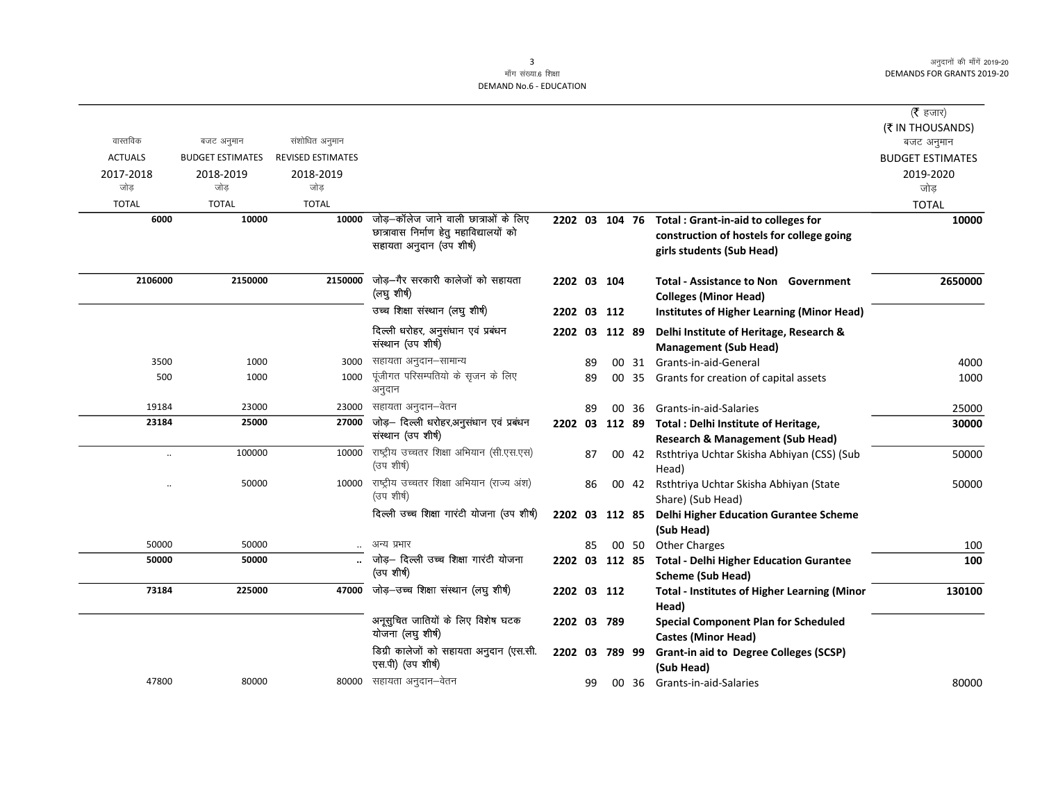माँग संख्या.6 शिक्षा
DEMAND No.6 - EDUCATION

अनुदानों की माँगें 2019-20
DEMANDS FOR GRANTS 2019-20

(₹ हजार)
(₹ IN THOUSANDS)

| वास्तविक ACTUALS 2017-2018 जोड़ TOTAL | बजट अनुमान BUDGET ESTIMATES 2018-2019 जोड़ TOTAL | संशोधित अनुमान REVISED ESTIMATES 2018-2019 जोड़ TOTAL | | | | | | | बजट अनुमान BUDGET ESTIMATES 2019-2020 जोड़ TOTAL |
|---|---|---|---|---|---|---|---|---|---|
| 6000 | 10000 | 10000 | जोड़–कॉलेज जाने वाली छात्राओं के लिए छात्रावास निर्माण हेतु महाविद्यालयों को सहायता अनुदान (उप शीर्ष) | 2202 | 03 | 104 | 76 | **Total : Grant-in-aid to colleges for construction of hostels for college going girls students (Sub Head)** | 10000 |
| 2106000 | 2150000 | 2150000 | जोड़–गैर सरकारी कालेजों को सहायता (लघु शीर्ष) | 2202 | 03 | 104 | | **Total - Assistance to Non Government Colleges (Minor Head)** | 2650000 |
| | | | उच्च शिक्षा संस्थान (लघु शीर्ष) | 2202 | 03 | 112 | | **Institutes of Higher Learning (Minor Head)** | |
| | | | दिल्ली धरोहर, अनुसंधान एवं प्रबंधन संस्थान (उप शीर्ष) | 2202 | 03 | 112 | 89 | **Delhi Institute of Heritage, Research & Management (Sub Head)** | |
| 3500 | 1000 | 3000 | सहायता अनुदान–सामान्य | | 89 | 00 | 31 | Grants-in-aid-General | 4000 |
| 500 | 1000 | 1000 | पूंजीगत परिसम्पतियो के सृजन के लिए अनुदान | | 89 | 00 | 35 | Grants for creation of capital assets | 1000 |
| 19184 | 23000 | 23000 | सहायता अनुदान–वेतन | | 89 | 00 | 36 | Grants-in-aid-Salaries | 25000 |
| 23184 | 25000 | 27000 | जोड़– दिल्ली धरोहर,अनुसंधान एवं प्रबंधन संस्थान (उप शीर्ष) | 2202 | 03 | 112 | 89 | **Total : Delhi Institute of Heritage, Research & Management (Sub Head)** | 30000 |
| .. | 100000 | 10000 | राष्ट्रीय उच्चतर शिक्षा अभियान (सी.एस.एस) (उप शीर्ष) | | 87 | 00 | 42 | Rsthtriya Uchtar Skisha Abhiyan (CSS) (Sub Head) | 50000 |
| .. | 50000 | 10000 | राष्ट्रीय उच्चतर शिक्षा अभियान (राज्य अंश) (उप शीर्ष) | | 86 | 00 | 42 | Rsthtriya Uchtar Skisha Abhiyan (State Share) (Sub Head) | 50000 |
| | | | दिल्ली उच्च शिक्षा गारंटी योजना (उप शीर्ष) | 2202 | 03 | 112 | 85 | **Delhi Higher Education Gurantee Scheme (Sub Head)** | |
| 50000 | 50000 | .. | अन्य प्रभार | | 85 | 00 | 50 | Other Charges | 100 |
| 50000 | 50000 | .. | जोड़– दिल्ली उच्च शिक्षा गारंटी योजना (उप शीर्ष) | 2202 | 03 | 112 | 85 | **Total - Delhi Higher Education Gurantee Scheme (Sub Head)** | 100 |
| 73184 | 225000 | 47000 | जोड़–उच्च शिक्षा संस्थान (लघु शीर्ष) | 2202 | 03 | 112 | | **Total - Institutes of Higher Learning (Minor Head)** | 130100 |
| | | | अनूसुचित जातियों के लिए विशेष घटक योजना (लघु शीर्ष) | 2202 | 03 | 789 | | **Special Component Plan for Scheduled Castes (Minor Head)** | |
| | | | डिग्री कालेजों को सहायता अनुदान (एस.सी.एस.पी) (उप शीर्ष) | 2202 | 03 | 789 | 99 | **Grant-in aid to Degree Colleges (SCSP) (Sub Head)** | |
| 47800 | 80000 | 80000 | सहायता अनुदान–वेतन | | 99 | 00 | 36 | Grants-in-aid-Salaries | 80000 |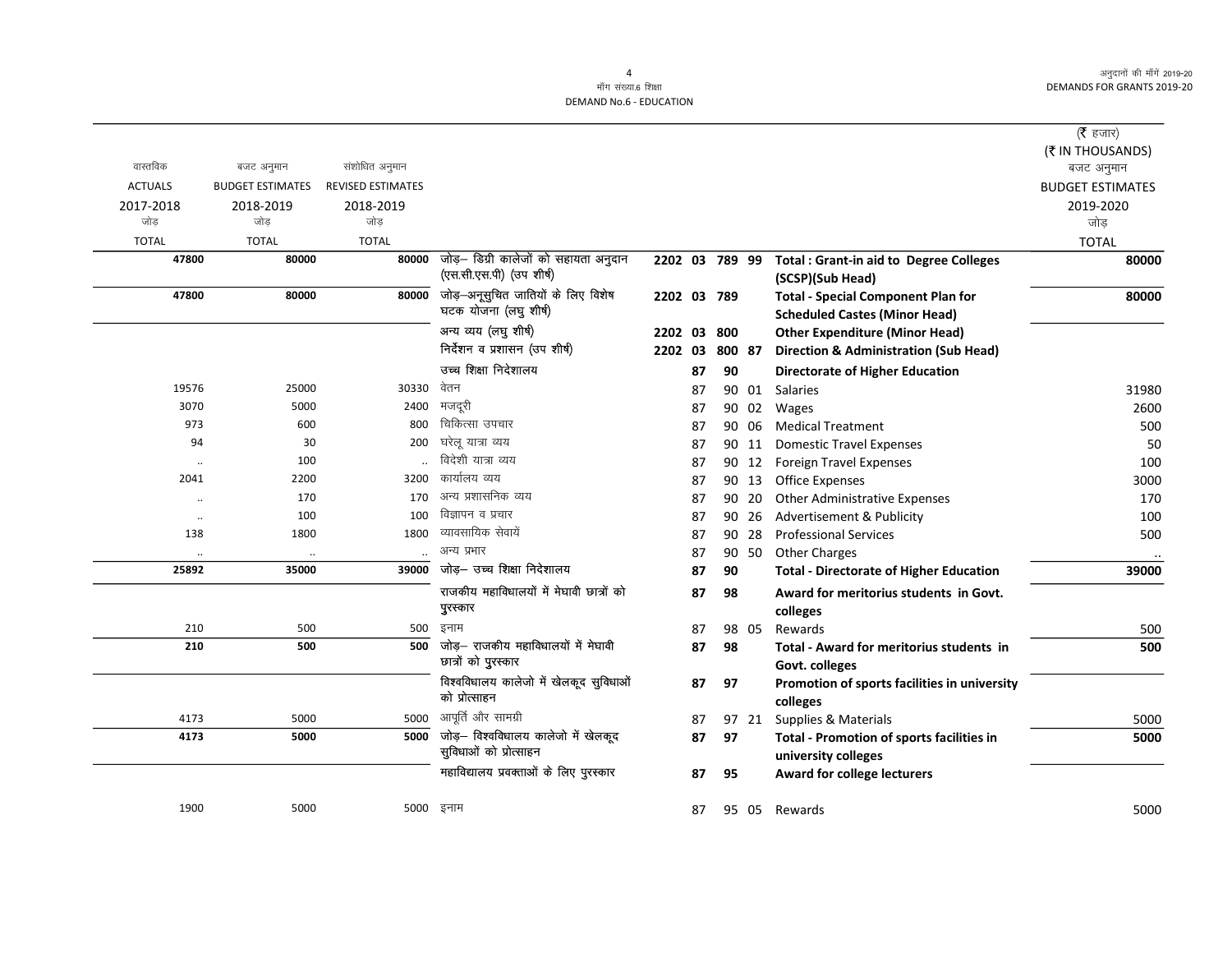मॉंग संख्या.6 शिक्षा
DEMAND No.6 - EDUCATION

| वास्तविक ACTUALS 2017-2018 जोड़ TOTAL | बजट अनुमान BUDGET ESTIMATES 2018-2019 जोड़ TOTAL | संशोधित अनुमान REVISED ESTIMATES 2018-2019 जोड़ TOTAL | | | | | | | (₹ हजार) (₹ IN THOUSANDS) बजट अनुमान BUDGET ESTIMATES 2019-2020 जोड़ TOTAL |
|---|---|---|---|---|---|---|---|---|---|
| 47800 | 80000 | 80000 | जोड़– डिग्री कालेजों को सहायता अनुदान (एस.सी.एस.पी) (उप शीर्ष) | 2202 | 03 | 789 | 99 | Total : Grant-in aid to Degree Colleges (SCSP)(Sub Head) | 80000 |
| 47800 | 80000 | 80000 | जोड़–अनूसुचित जातियों के लिए विशेष घटक योजना (लघु शीर्ष) | 2202 | 03 | 789 | | Total - Special Component Plan for Scheduled Castes (Minor Head) | 80000 |
| | | | अन्य व्यय (लघु शीर्ष) | 2202 | 03 | 800 | | Other Expenditure (Minor Head) | |
| | | | निर्देशन व प्रशासन (उप शीर्ष) | 2202 | 03 | 800 | 87 | Direction & Administration (Sub Head) | |
| | | | उच्च शिक्षा निदेशालय | | 87 | 90 | | Directorate of Higher Education | |
| 19576 | 25000 | 30330 | वेतन | | 87 | 90 | 01 | Salaries | 31980 |
| 3070 | 5000 | 2400 | मजदूरी | | 87 | 90 | 02 | Wages | 2600 |
| 973 | 600 | 800 | चिकित्सा उपचार | | 87 | 90 | 06 | Medical Treatment | 500 |
| 94 | 30 | 200 | घरेलू यात्रा व्यय | | 87 | 90 | 11 | Domestic Travel Expenses | 50 |
| .. | 100 | .. | विदेशी यात्रा व्यय | | 87 | 90 | 12 | Foreign Travel Expenses | 100 |
| 2041 | 2200 | 3200 | कार्यालय व्यय | | 87 | 90 | 13 | Office Expenses | 3000 |
| .. | 170 | 170 | अन्य प्रशासनिक व्यय | | 87 | 90 | 20 | Other Administrative Expenses | 170 |
| .. | 100 | 100 | विज्ञापन व प्रचार | | 87 | 90 | 26 | Advertisement & Publicity | 100 |
| 138 | 1800 | 1800 | व्यावसायिक सेवायें | | 87 | 90 | 28 | Professional Services | 500 |
| .. | .. | .. | अन्य प्रभार | | 87 | 90 | 50 | Other Charges | .. |
| 25892 | 35000 | 39000 | जोड़– उच्च शिक्षा निदेशालय | | 87 | 90 | | Total - Directorate of Higher Education | 39000 |
| | | | राजकीय महाविधालयों में मेघावी छात्रों को पुरस्कार | | 87 | 98 | | Award for meritorius students in Govt. colleges | |
| 210 | 500 | 500 | इनाम | | 87 | 98 | 05 | Rewards | 500 |
| 210 | 500 | 500 | जोड़– राजकीय महाविधालयों में मेघावी छात्रों को पुरस्कार | | 87 | 98 | | Total - Award for meritorius students in Govt. colleges | 500 |
| | | | विश्वविधालय कालेजो में खेलकूद सुविधाओं को प्रोत्साहन | | 87 | 97 | | Promotion of sports facilities in university colleges | |
| 4173 | 5000 | 5000 | आपूर्ति और सामग्री | | 87 | 97 | 21 | Supplies & Materials | 5000 |
| 4173 | 5000 | 5000 | जोड़– विश्वविधालय कालेजो में खेलकूद सुविधाओं को प्रोत्साहन | | 87 | 97 | | Total - Promotion of sports facilities in university colleges | 5000 |
| | | | महाविद्यालय प्रवक्ताओं के लिए पुरस्कार | | 87 | 95 | | Award for college lecturers | |
| 1900 | 5000 | 5000 | इनाम | | 87 | 95 | 05 | Rewards | 5000 |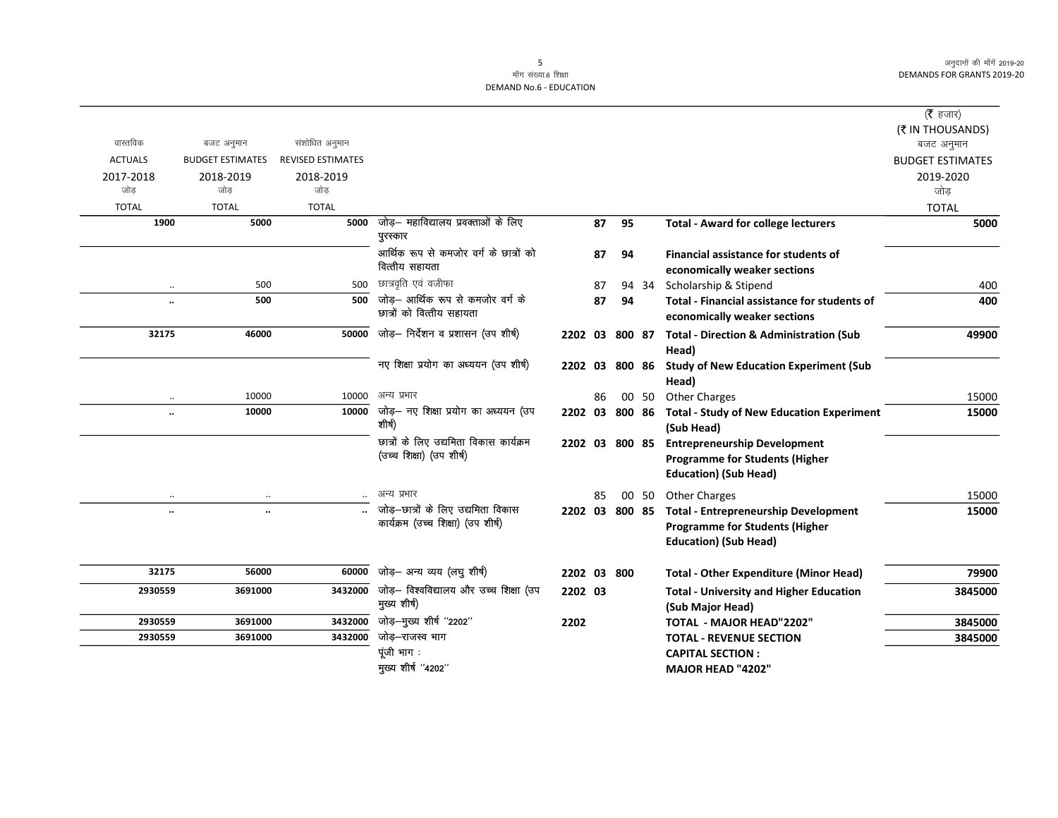माँग संख्या.6 शिक्षा
DEMAND No.6 - EDUCATION

| वास्तविक ACTUALS 2017-2018 जोड़ TOTAL | बजट अनुमान BUDGET ESTIMATES 2018-2019 जोड़ TOTAL | संशोधित अनुमान REVISED ESTIMATES 2018-2019 जोड़ TOTAL | | | | (₹ हजार) (₹ IN THOUSANDS) बजट अनुमान BUDGET ESTIMATES 2019-2020 जोड़ TOTAL |
|---|---|---|---|---|---|---|
| **1900** | **5000** | **5000** | जोड़– महाविद्यालय प्रवक्ताओं के लिए पुरस्कार | **87 95** | **Total - Award for college lecturers** | **5000** |
| | | | आर्थिक रूप से कमजोर वर्ग के छात्रों को वित्तीय सहायता | **87 94** | **Financial assistance for students of economically weaker sections** | |
| .. | 500 | 500 | छात्रवृति एवं वजीफा | 87 94 34 | Scholarship & Stipend | 400 |
| **..** | **500** | **500** | जोड़– आर्थिक रूप से कमजोर वर्ग के छात्रों को वित्तीय सहायता | **87 94** | **Total - Financial assistance for students of economically weaker sections** | **400** |
| **32175** | **46000** | **50000** | जोड़– निर्देशन व प्रशासन (उप शीर्ष) | **2202 03 800 87** | **Total - Direction & Administration (Sub Head)** | **49900** |
| | | | नए शिक्षा प्रयोग का अध्ययन (उप शीर्ष) | **2202 03 800 86** | **Study of New Education Experiment (Sub Head)** | |
| .. | 10000 | 10000 | अन्य प्रभार | 86 00 50 | Other Charges | 15000 |
| **..** | **10000** | **10000** | जोड़– नए शिक्षा प्रयोग का अध्ययन (उप शीर्ष) | **2202 03 800 86** | **Total - Study of New Education Experiment (Sub Head)** | **15000** |
| | | | छात्रों के लिए उद्यमिता विकास कार्यक्रम (उच्च शिक्षा) (उप शीर्ष) | **2202 03 800 85** | **Entrepreneurship Development Programme for Students (Higher Education) (Sub Head)** | |
| .. | .. | .. | अन्य प्रभार | 85 00 50 | Other Charges | 15000 |
| **..** | **..** | **..** | जोड़–छात्रों के लिए उद्यमिता विकास कार्यक्रम (उच्च शिक्षा) (उप शीर्ष) | **2202 03 800 85** | **Total - Entrepreneurship Development Programme for Students (Higher Education) (Sub Head)** | **15000** |
| **32175** | **56000** | **60000** | जोड़– अन्य व्यय (लघु शीर्ष) | **2202 03 800** | **Total - Other Expenditure (Minor Head)** | **79900** |
| **2930559** | **3691000** | **3432000** | जोड़– विश्वविद्यालय और उच्च शिक्षा (उप मुख्य शीर्ष) | **2202 03** | **Total - University and Higher Education (Sub Major Head)** | **3845000** |
| **2930559** | **3691000** | **3432000** | जोड़–मुख्य शीर्ष ''2202'' | **2202** | **TOTAL - MAJOR HEAD"2202"** | **3845000** |
| **2930559** | **3691000** | **3432000** | जोड़–राजस्व भाग | | **TOTAL - REVENUE SECTION** | **3845000** |
| | | | पूंजी भाग : | | **CAPITAL SECTION :** | |
| | | | मुख्य शीर्ष ''4202'' | | **MAJOR HEAD "4202"** | |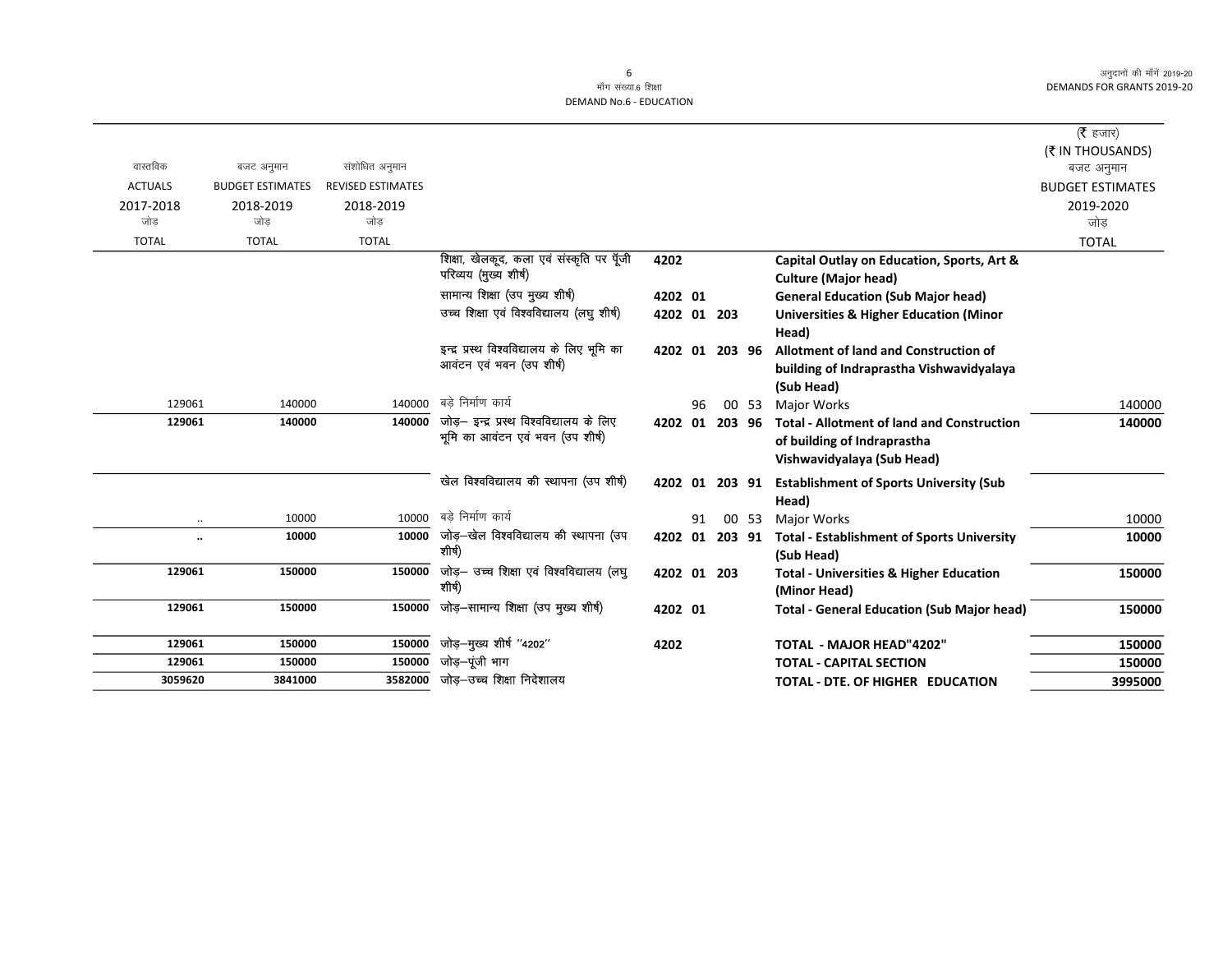| वास्तविक ACTUALS 2017-2018 जोड़ TOTAL | बजट अनुमान BUDGET ESTIMATES 2018-2019 जोड़ TOTAL | संशोधित अनुमान REVISED ESTIMATES 2018-2019 जोड़ TOTAL | | | | (₹ हजार) (₹ IN THOUSANDS) बजट अनुमान BUDGET ESTIMATES 2019-2020 जोड़ TOTAL |
|---|---|---|---|---|---|---|
| | | | शिक्षा, खेलकूद, कला एवं संस्कृति पर पूँजी परिव्यय (मुख्य शीर्ष) | 4202 | **Capital Outlay on Education, Sports, Art & Culture (Major head)** | |
| | | | सामान्य शिक्षा (उप मुख्य शीर्ष) | 4202 01 | **General Education (Sub Major head)** | |
| | | | उच्च शिक्षा एवं विश्वविद्यालय (लघु शीर्ष) | 4202 01 203 | **Universities & Higher Education (Minor Head)** | |
| | | | इन्द्र प्रस्थ विश्वविद्यालय के लिए भूमि का आवंटन एवं भवन (उप शीर्ष) | 4202 01 203 96 | **Allotment of land and Construction of building of Indraprastha Vishwavidyalaya (Sub Head)** | |
| 129061 | 140000 | 140000 | बड़े निर्माण कार्य | 96 00 53 | Major Works | 140000 |
| **129061** | **140000** | **140000** | जोड़– इन्द्र प्रस्थ विश्वविद्यालय के लिए भूमि का आवंटन एवं भवन (उप शीर्ष) | 4202 01 203 96 | **Total - Allotment of land and Construction of building of Indraprastha Vishwavidyalaya (Sub Head)** | **140000** |
| | | | खेल विश्वविद्यालय की स्थापना (उप शीर्ष) | 4202 01 203 91 | **Establishment of Sports University (Sub Head)** | |
| .. | 10000 | 10000 | बड़े निर्माण कार्य | 91 00 53 | Major Works | 10000 |
| **..** | **10000** | **10000** | जोड़–खेल विश्वविद्यालय की स्थापना (उप शीर्ष) | 4202 01 203 91 | **Total - Establishment of Sports University (Sub Head)** | **10000** |
| **129061** | **150000** | **150000** | जोड़– उच्च शिक्षा एवं विश्वविद्यालय (लघु शीर्ष) | 4202 01 203 | **Total - Universities & Higher Education (Minor Head)** | **150000** |
| **129061** | **150000** | **150000** | जोड़–सामान्य शिक्षा (उप मुख्य शीर्ष) | 4202 01 | **Total - General Education (Sub Major head)** | **150000** |
| **129061** | **150000** | **150000** | जोड़–मुख्य शीर्ष "4202" | 4202 | **TOTAL - MAJOR HEAD"4202"** | **150000** |
| **129061** | **150000** | **150000** | जोड़–पूंजी भाग | | **TOTAL - CAPITAL SECTION** | **150000** |
| **3059620** | **3841000** | **3582000** | जोड़–उच्च शिक्षा निदेशालय | | **TOTAL - DTE. OF HIGHER EDUCATION** | **3995000** |